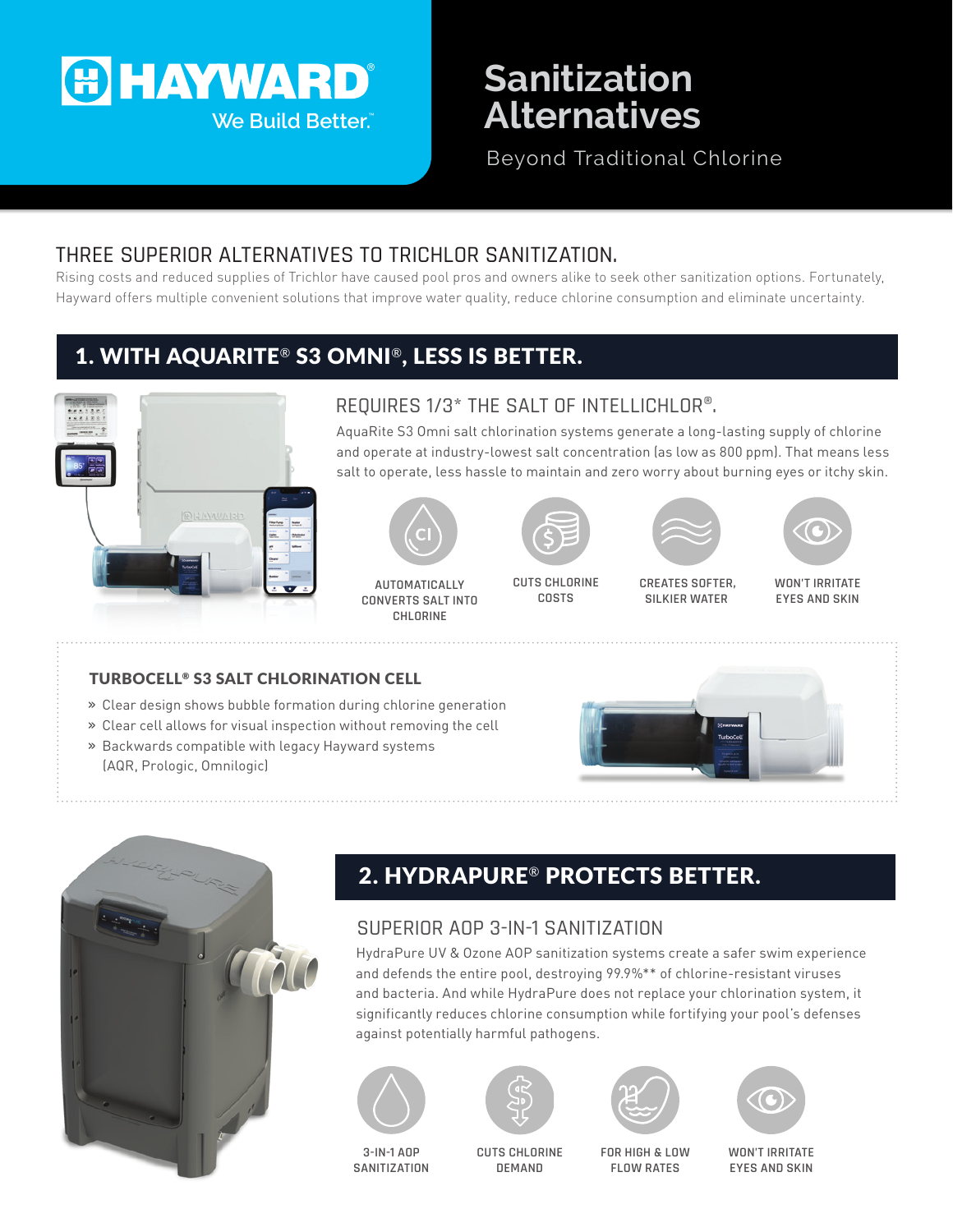HAYWARD®
We Build Better.™

# Sanitization Alternatives

Beyond Traditional Chlorine

## THREE SUPERIOR ALTERNATIVES TO TRICHLOR SANITIZATION.

Rising costs and reduced supplies of Trichlor have caused pool pros and owners alike to seek other sanitization options. Fortunately, Hayward offers multiple convenient solutions that improve water quality, reduce chlorine consumption and eliminate uncertainty.

## 1. WITH AQUARITE® S3 OMNI®, LESS IS BETTER.

### REQUIRES 1/3* THE SALT OF INTELLICHLOR®.

AquaRite S3 Omni salt chlorination systems generate a long-lasting supply of chlorine and operate at industry-lowest salt concentration (as low as 800 ppm). That means less salt to operate, less hassle to maintain and zero worry about burning eyes or itchy skin.

- AUTOMATICALLY CONVERTS SALT INTO CHLORINE
- CUTS CHLORINE COSTS
- CREATES SOFTER, SILKIER WATER
- WON'T IRRITATE EYES AND SKIN

### TURBOCELL® S3 SALT CHLORINATION CELL

- » Clear design shows bubble formation during chlorine generation
- » Clear cell allows for visual inspection without removing the cell
- » Backwards compatible with legacy Hayward systems (AQR, Prologic, Omnilogic)

## 2. HYDRAPURE® PROTECTS BETTER.

### SUPERIOR AOP 3-IN-1 SANITIZATION

HydraPure UV & Ozone AOP sanitization systems create a safer swim experience and defends the entire pool, destroying 99.9%** of chlorine-resistant viruses and bacteria. And while HydraPure does not replace your chlorination system, it significantly reduces chlorine consumption while fortifying your pool's defenses against potentially harmful pathogens.

- 3-IN-1 AOP SANITIZATION
- CUTS CHLORINE DEMAND
- FOR HIGH & LOW FLOW RATES
- WON'T IRRITATE EYES AND SKIN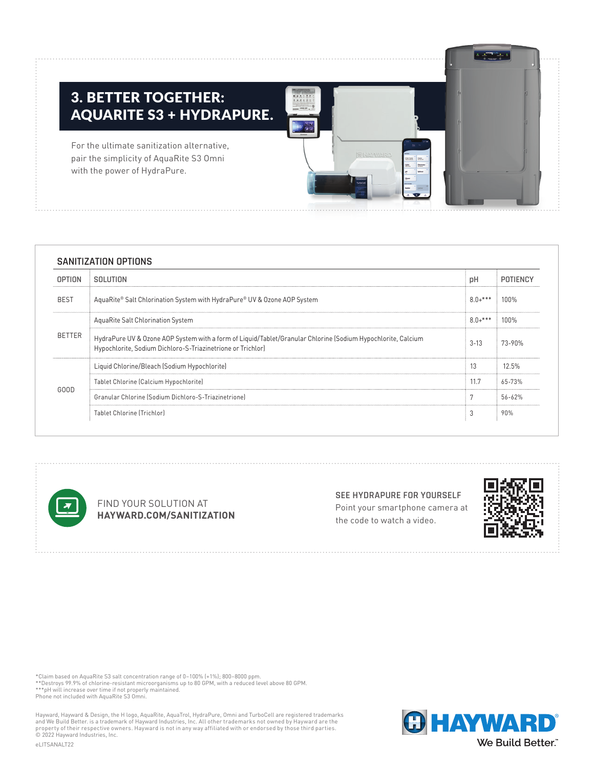## 3. BETTER TOGETHER: AQUARITE S3 + HYDRAPURE.

For the ultimate sanitization alternative, pair the simplicity of AquaRite S3 Omni with the power of HydraPure.

### SANITIZATION OPTIONS

| OPTION | SOLUTION | pH | POTIENCY |
|---|---|---|---|
| BEST | AquaRite® Salt Chlorination System with HydraPure® UV & Ozone AOP System | 8.0+*** | 100% |
| BETTER | AquaRite Salt Chlorination System | 8.0+*** | 100% |
| | HydraPure UV & Ozone AOP System with a form of Liquid/Tablet/Granular Chlorine (Sodium Hypochlorite, Calcium Hypochlorite, Sodium Dichloro-S-Triazinetrione or Trichlor) | 3-13 | 73-90% |
| GOOD | Liquid Chlorine/Bleach (Sodium Hypochlorite) | 13 | 12.5% |
| | Tablet Chlorine (Calcium Hypochlorite) | 11.7 | 65-73% |
| | Granular Chlorine (Sodium Dichloro-S-Triazinetrione) | 7 | 56-62% |
| | Tablet Chlorine (Trichlor) | 3 | 90% |

FIND YOUR SOLUTION AT
**HAYWARD.COM/SANITIZATION**

**SEE HYDRAPURE FOR YOURSELF**
Point your smartphone camera at the code to watch a video.

*Claim based on AquaRite S3 salt concentration range of 0–100% (+1%); 800–8000 ppm.
**Destroys 99.9% of chlorine-resistant microorganisms up to 80 GPM, with a reduced level above 80 GPM.
***pH will increase over time if not properly maintained.
Phone not included with AquaRite S3 Omni.

Hayward, Hayward & Design, the H logo, AquaRite, AquaTrol, HydraPure, Omni and TurboCell are registered trademarks and We Build Better. is a trademark of Hayward Industries, Inc. All other trademarks not owned by Hayward are the property of their respective owners. Hayward is not in any way affiliated with or endorsed by those third parties.
© 2022 Hayward Industries, Inc.

eLITSANALT22

HAYWARD® We Build Better.™